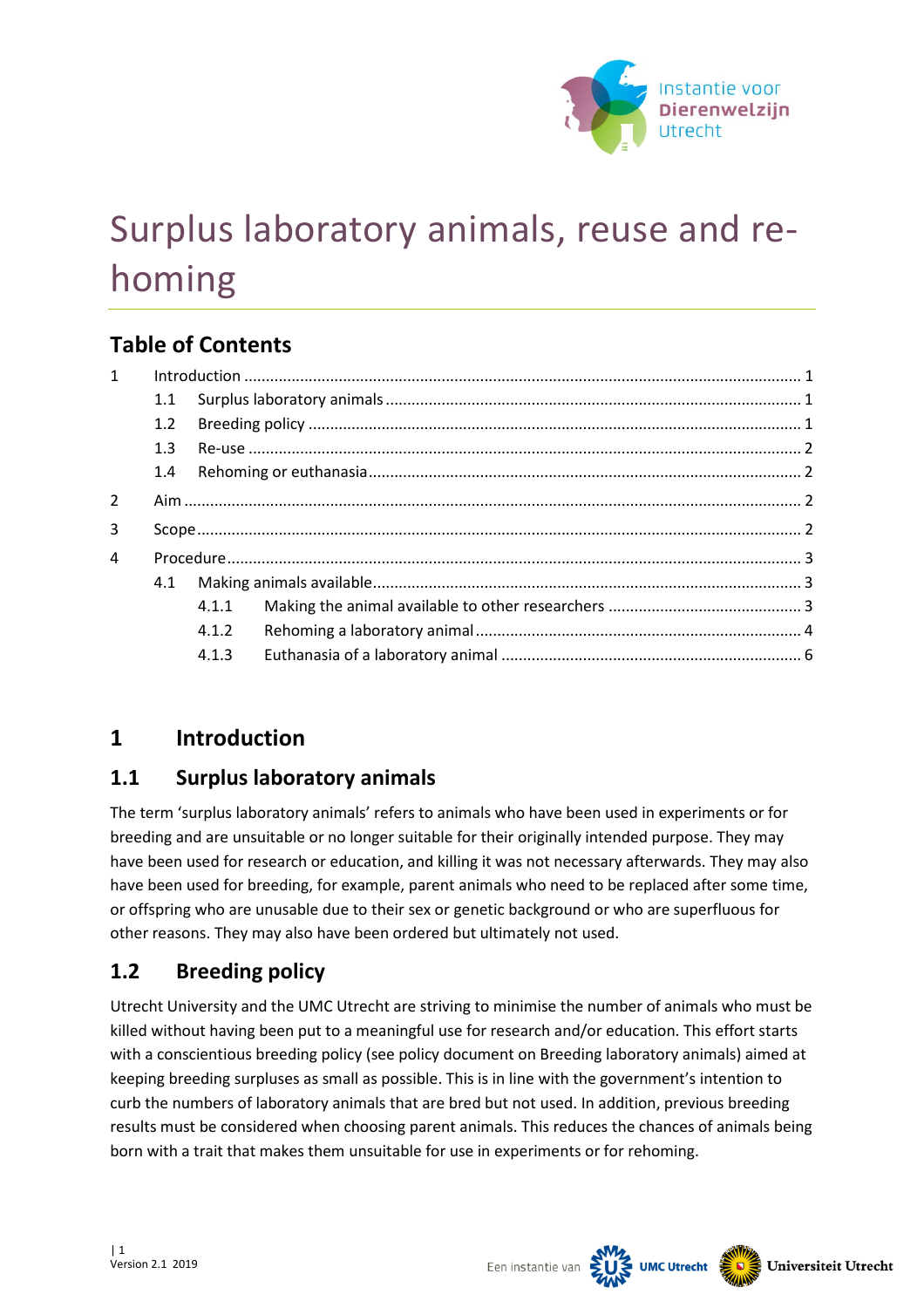# Surplus laboratory animals, reuse and re-homing

## Table of Contents

1 Introduction ..... 1
- 1.1 Surplus laboratory animals ..... 1
- 1.2 Breeding policy ..... 1
- 1.3 Re-use ..... 2
- 1.4 Rehoming or euthanasia ..... 2

2 Aim ..... 2

3 Scope ..... 2

4 Procedure ..... 3
- 4.1 Making animals available ..... 3
  - 4.1.1 Making the animal available to other researchers ..... 3
  - 4.1.2 Rehoming a laboratory animal ..... 4
  - 4.1.3 Euthanasia of a laboratory animal ..... 6

## 1 Introduction

### 1.1 Surplus laboratory animals

The term 'surplus laboratory animals' refers to animals who have been used in experiments or for breeding and are unsuitable or no longer suitable for their originally intended purpose. They may have been used for research or education, and killing it was not necessary afterwards. They may also have been used for breeding, for example, parent animals who need to be replaced after some time, or offspring who are unusable due to their sex or genetic background or who are superfluous for other reasons. They may also have been ordered but ultimately not used.

### 1.2 Breeding policy

Utrecht University and the UMC Utrecht are striving to minimise the number of animals who must be killed without having been put to a meaningful use for research and/or education. This effort starts with a conscientious breeding policy (see policy document on Breeding laboratory animals) aimed at keeping breeding surpluses as small as possible. This is in line with the government's intention to curb the numbers of laboratory animals that are bred but not used. In addition, previous breeding results must be considered when choosing parent animals. This reduces the chances of animals being born with a trait that makes them unsuitable for use in experiments or for rehoming.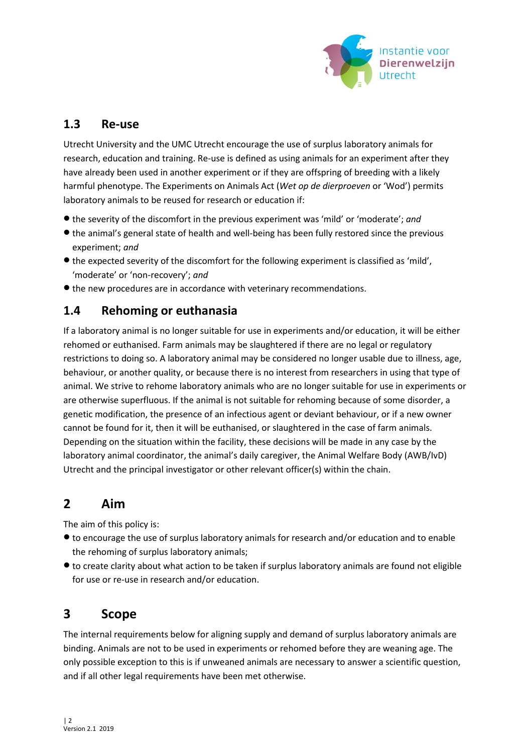## 1.3 Re-use

Utrecht University and the UMC Utrecht encourage the use of surplus laboratory animals for research, education and training. Re-use is defined as using animals for an experiment after they have already been used in another experiment or if they are offspring of breeding with a likely harmful phenotype. The Experiments on Animals Act (*Wet op de dierproeven* or 'Wod') permits laboratory animals to be reused for research or education if:

- the severity of the discomfort in the previous experiment was 'mild' or 'moderate'; *and*
- the animal's general state of health and well-being has been fully restored since the previous experiment; *and*
- the expected severity of the discomfort for the following experiment is classified as 'mild', 'moderate' or 'non-recovery'; *and*
- the new procedures are in accordance with veterinary recommendations.

## 1.4 Rehoming or euthanasia

If a laboratory animal is no longer suitable for use in experiments and/or education, it will be either rehomed or euthanised. Farm animals may be slaughtered if there are no legal or regulatory restrictions to doing so. A laboratory animal may be considered no longer usable due to illness, age, behaviour, or another quality, or because there is no interest from researchers in using that type of animal. We strive to rehome laboratory animals who are no longer suitable for use in experiments or are otherwise superfluous. If the animal is not suitable for rehoming because of some disorder, a genetic modification, the presence of an infectious agent or deviant behaviour, or if a new owner cannot be found for it, then it will be euthanised, or slaughtered in the case of farm animals. Depending on the situation within the facility, these decisions will be made in any case by the laboratory animal coordinator, the animal's daily caregiver, the Animal Welfare Body (AWB/IvD) Utrecht and the principal investigator or other relevant officer(s) within the chain.

# 2 Aim

The aim of this policy is:

- to encourage the use of surplus laboratory animals for research and/or education and to enable the rehoming of surplus laboratory animals;
- to create clarity about what action to be taken if surplus laboratory animals are found not eligible for use or re-use in research and/or education.

# 3 Scope

The internal requirements below for aligning supply and demand of surplus laboratory animals are binding. Animals are not to be used in experiments or rehomed before they are weaning age. The only possible exception to this is if unweaned animals are necessary to answer a scientific question, and if all other legal requirements have been met otherwise.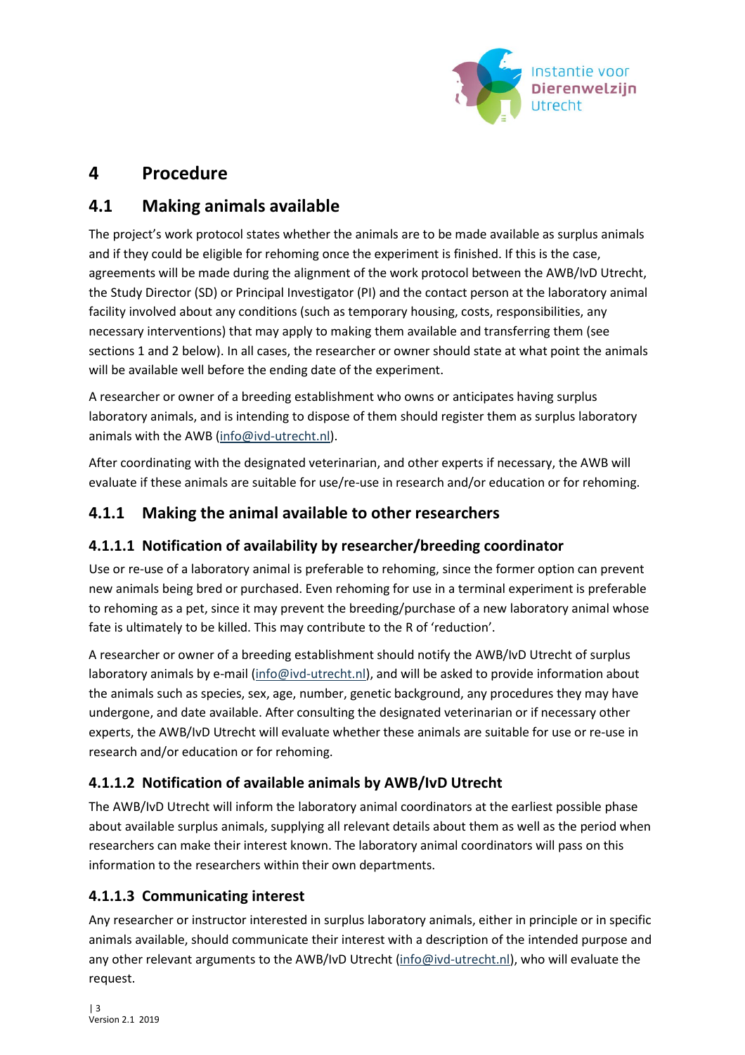# 4 Procedure

## 4.1 Making animals available

The project's work protocol states whether the animals are to be made available as surplus animals and if they could be eligible for rehoming once the experiment is finished. If this is the case, agreements will be made during the alignment of the work protocol between the AWB/IvD Utrecht, the Study Director (SD) or Principal Investigator (PI) and the contact person at the laboratory animal facility involved about any conditions (such as temporary housing, costs, responsibilities, any necessary interventions) that may apply to making them available and transferring them (see sections 1 and 2 below). In all cases, the researcher or owner should state at what point the animals will be available well before the ending date of the experiment.

A researcher or owner of a breeding establishment who owns or anticipates having surplus laboratory animals, and is intending to dispose of them should register them as surplus laboratory animals with the AWB (info@ivd-utrecht.nl).

After coordinating with the designated veterinarian, and other experts if necessary, the AWB will evaluate if these animals are suitable for use/re-use in research and/or education or for rehoming.

### 4.1.1 Making the animal available to other researchers

#### 4.1.1.1 Notification of availability by researcher/breeding coordinator

Use or re-use of a laboratory animal is preferable to rehoming, since the former option can prevent new animals being bred or purchased. Even rehoming for use in a terminal experiment is preferable to rehoming as a pet, since it may prevent the breeding/purchase of a new laboratory animal whose fate is ultimately to be killed. This may contribute to the R of 'reduction'.

A researcher or owner of a breeding establishment should notify the AWB/IvD Utrecht of surplus laboratory animals by e-mail (info@ivd-utrecht.nl), and will be asked to provide information about the animals such as species, sex, age, number, genetic background, any procedures they may have undergone, and date available. After consulting the designated veterinarian or if necessary other experts, the AWB/IvD Utrecht will evaluate whether these animals are suitable for use or re-use in research and/or education or for rehoming.

#### 4.1.1.2 Notification of available animals by AWB/IvD Utrecht

The AWB/IvD Utrecht will inform the laboratory animal coordinators at the earliest possible phase about available surplus animals, supplying all relevant details about them as well as the period when researchers can make their interest known. The laboratory animal coordinators will pass on this information to the researchers within their own departments.

#### 4.1.1.3 Communicating interest

Any researcher or instructor interested in surplus laboratory animals, either in principle or in specific animals available, should communicate their interest with a description of the intended purpose and any other relevant arguments to the AWB/IvD Utrecht (info@ivd-utrecht.nl), who will evaluate the request.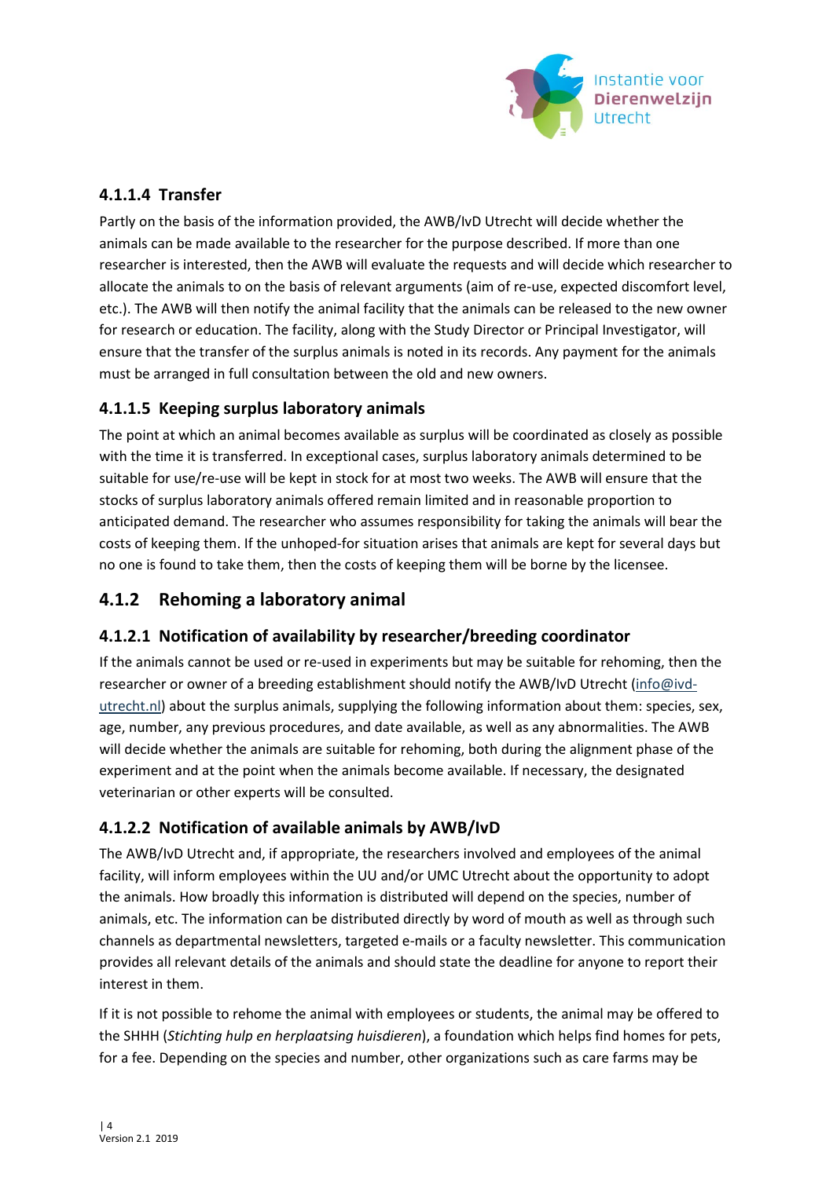#### 4.1.1.4 Transfer

Partly on the basis of the information provided, the AWB/IvD Utrecht will decide whether the animals can be made available to the researcher for the purpose described. If more than one researcher is interested, then the AWB will evaluate the requests and will decide which researcher to allocate the animals to on the basis of relevant arguments (aim of re-use, expected discomfort level, etc.). The AWB will then notify the animal facility that the animals can be released to the new owner for research or education. The facility, along with the Study Director or Principal Investigator, will ensure that the transfer of the surplus animals is noted in its records. Any payment for the animals must be arranged in full consultation between the old and new owners.

#### 4.1.1.5 Keeping surplus laboratory animals

The point at which an animal becomes available as surplus will be coordinated as closely as possible with the time it is transferred. In exceptional cases, surplus laboratory animals determined to be suitable for use/re-use will be kept in stock for at most two weeks. The AWB will ensure that the stocks of surplus laboratory animals offered remain limited and in reasonable proportion to anticipated demand. The researcher who assumes responsibility for taking the animals will bear the costs of keeping them. If the unhoped-for situation arises that animals are kept for several days but no one is found to take them, then the costs of keeping them will be borne by the licensee.

### 4.1.2 Rehoming a laboratory animal

#### 4.1.2.1 Notification of availability by researcher/breeding coordinator

If the animals cannot be used or re-used in experiments but may be suitable for rehoming, then the researcher or owner of a breeding establishment should notify the AWB/IvD Utrecht (info@ivd-utrecht.nl) about the surplus animals, supplying the following information about them: species, sex, age, number, any previous procedures, and date available, as well as any abnormalities. The AWB will decide whether the animals are suitable for rehoming, both during the alignment phase of the experiment and at the point when the animals become available. If necessary, the designated veterinarian or other experts will be consulted.

#### 4.1.2.2 Notification of available animals by AWB/IvD

The AWB/IvD Utrecht and, if appropriate, the researchers involved and employees of the animal facility, will inform employees within the UU and/or UMC Utrecht about the opportunity to adopt the animals. How broadly this information is distributed will depend on the species, number of animals, etc. The information can be distributed directly by word of mouth as well as through such channels as departmental newsletters, targeted e-mails or a faculty newsletter. This communication provides all relevant details of the animals and should state the deadline for anyone to report their interest in them.

If it is not possible to rehome the animal with employees or students, the animal may be offered to the SHHH (*Stichting hulp en herplaatsing huisdieren*), a foundation which helps find homes for pets, for a fee. Depending on the species and number, other organizations such as care farms may be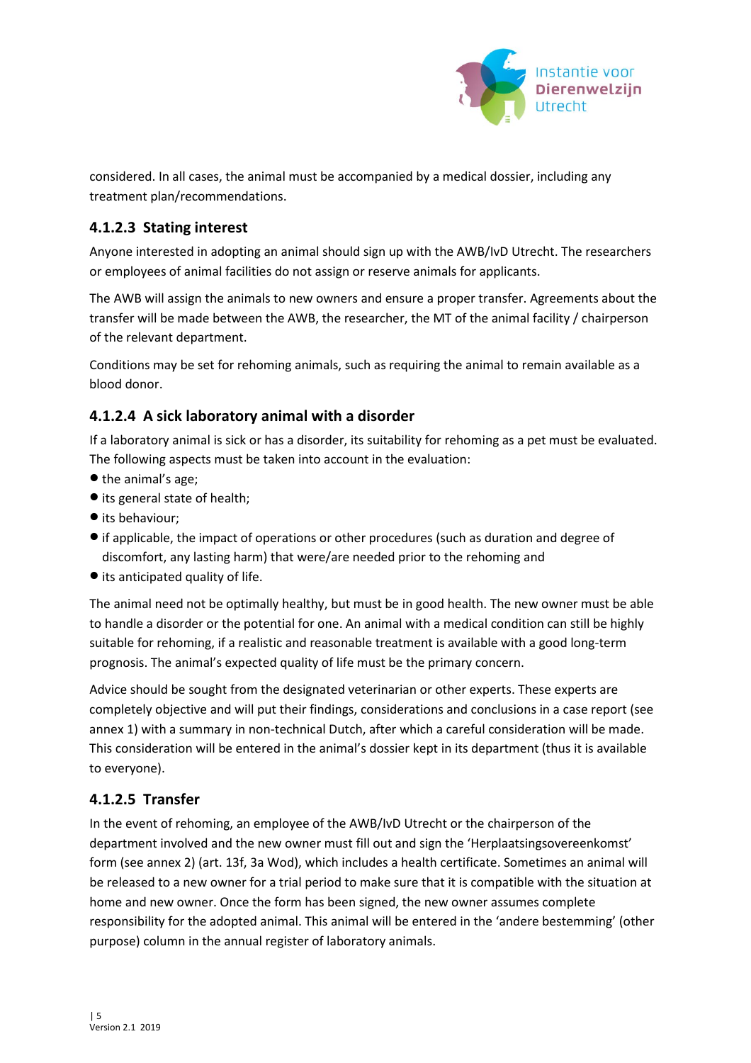considered. In all cases, the animal must be accompanied by a medical dossier, including any treatment plan/recommendations.

### 4.1.2.3 Stating interest

Anyone interested in adopting an animal should sign up with the AWB/IvD Utrecht. The researchers or employees of animal facilities do not assign or reserve animals for applicants.

The AWB will assign the animals to new owners and ensure a proper transfer. Agreements about the transfer will be made between the AWB, the researcher, the MT of the animal facility / chairperson of the relevant department.

Conditions may be set for rehoming animals, such as requiring the animal to remain available as a blood donor.

### 4.1.2.4 A sick laboratory animal with a disorder

If a laboratory animal is sick or has a disorder, its suitability for rehoming as a pet must be evaluated. The following aspects must be taken into account in the evaluation:

- the animal's age;
- its general state of health;
- its behaviour;
- if applicable, the impact of operations or other procedures (such as duration and degree of discomfort, any lasting harm) that were/are needed prior to the rehoming and
- its anticipated quality of life.

The animal need not be optimally healthy, but must be in good health. The new owner must be able to handle a disorder or the potential for one. An animal with a medical condition can still be highly suitable for rehoming, if a realistic and reasonable treatment is available with a good long-term prognosis. The animal's expected quality of life must be the primary concern.

Advice should be sought from the designated veterinarian or other experts. These experts are completely objective and will put their findings, considerations and conclusions in a case report (see annex 1) with a summary in non-technical Dutch, after which a careful consideration will be made. This consideration will be entered in the animal's dossier kept in its department (thus it is available to everyone).

### 4.1.2.5 Transfer

In the event of rehoming, an employee of the AWB/IvD Utrecht or the chairperson of the department involved and the new owner must fill out and sign the 'Herplaatsingsovereenkomst' form (see annex 2) (art. 13f, 3a Wod), which includes a health certificate. Sometimes an animal will be released to a new owner for a trial period to make sure that it is compatible with the situation at home and new owner. Once the form has been signed, the new owner assumes complete responsibility for the adopted animal. This animal will be entered in the 'andere bestemming' (other purpose) column in the annual register of laboratory animals.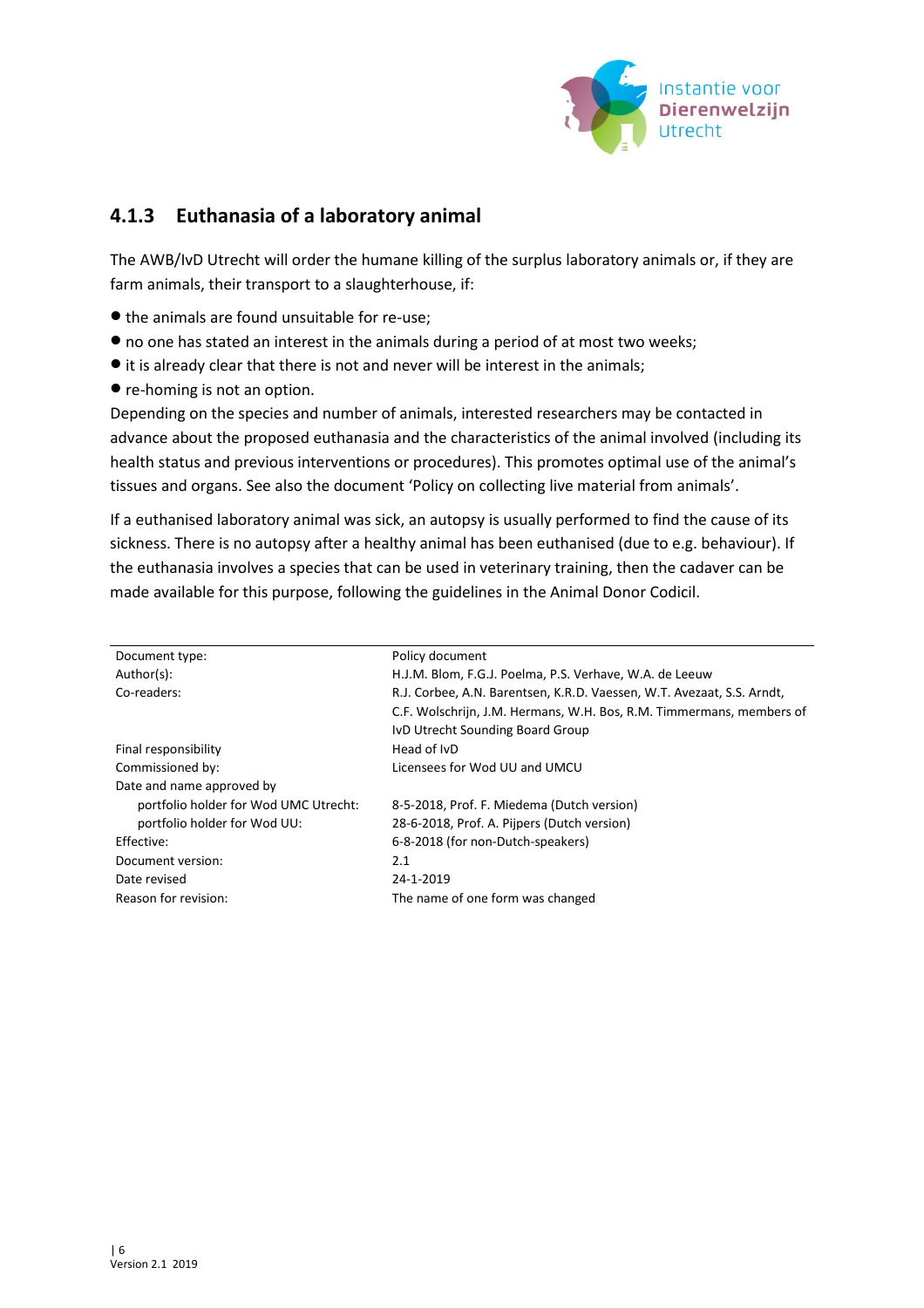### 4.1.3 Euthanasia of a laboratory animal

The AWB/IvD Utrecht will order the humane killing of the surplus laboratory animals or, if they are farm animals, their transport to a slaughterhouse, if:

- the animals are found unsuitable for re-use;
- no one has stated an interest in the animals during a period of at most two weeks;
- it is already clear that there is not and never will be interest in the animals;
- re-homing is not an option.

Depending on the species and number of animals, interested researchers may be contacted in advance about the proposed euthanasia and the characteristics of the animal involved (including its health status and previous interventions or procedures). This promotes optimal use of the animal's tissues and organs. See also the document 'Policy on collecting live material from animals'.

If a euthanised laboratory animal was sick, an autopsy is usually performed to find the cause of its sickness. There is no autopsy after a healthy animal has been euthanised (due to e.g. behaviour). If the euthanasia involves a species that can be used in veterinary training, then the cadaver can be made available for this purpose, following the guidelines in the Animal Donor Codicil.

| | |
|---|---|
| Document type: | Policy document |
| Author(s): | H.J.M. Blom, F.G.J. Poelma, P.S. Verhave, W.A. de Leeuw |
| Co-readers: | R.J. Corbee, A.N. Barentsen, K.R.D. Vaessen, W.T. Avezaat, S.S. Arndt, C.F. Wolschrijn, J.M. Hermans, W.H. Bos, R.M. Timmermans, members of IvD Utrecht Sounding Board Group |
| Final responsibility | Head of IvD |
| Commissioned by: | Licensees for Wod UU and UMCU |
| Date and name approved by | |
| portfolio holder for Wod UMC Utrecht: | 8-5-2018, Prof. F. Miedema (Dutch version) |
| portfolio holder for Wod UU: | 28-6-2018, Prof. A. Pijpers (Dutch version) |
| Effective: | 6-8-2018 (for non-Dutch-speakers) |
| Document version: | 2.1 |
| Date revised | 24-1-2019 |
| Reason for revision: | The name of one form was changed |